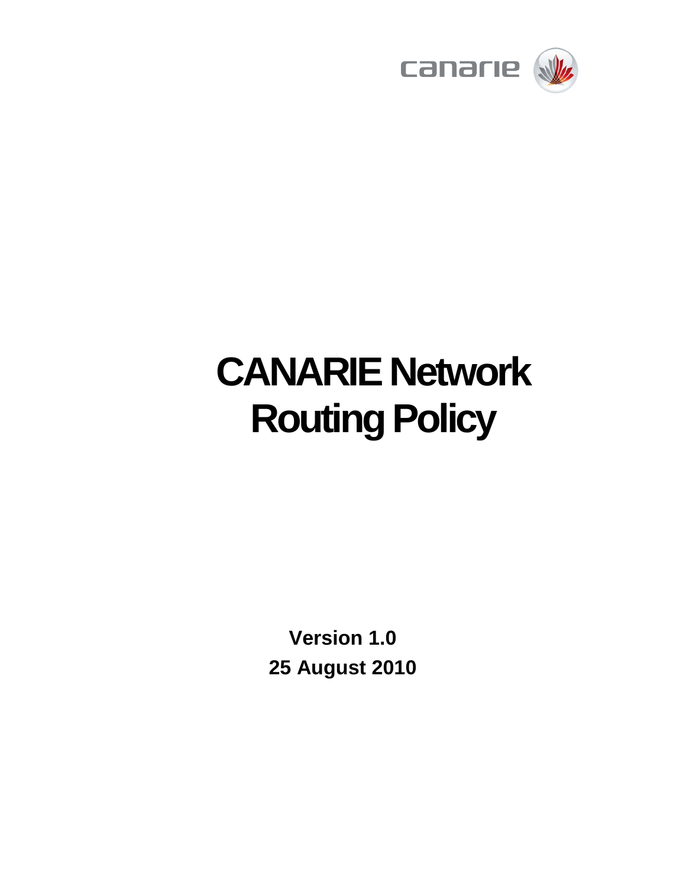canarie

# CANARIE Network Routing Policy

**Version 1.0**

**25 August 2010**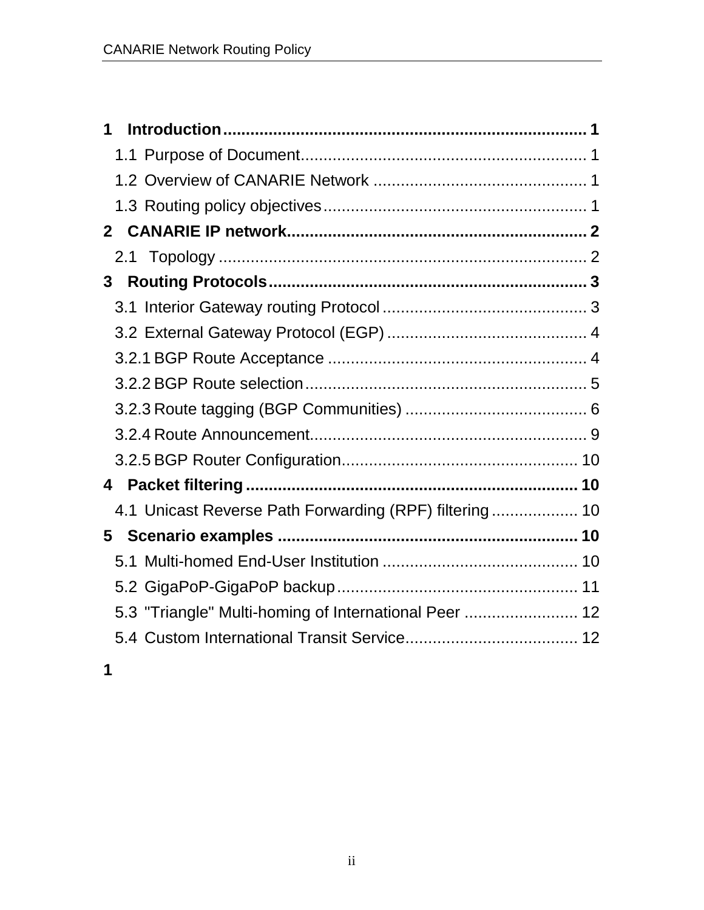1 **Introduction** ........................................................................ 1

  1.1 Purpose of Document ........................................................ 1

  1.2 Overview of CANARIE Network ........................................ 1

  1.3 Routing policy objectives .................................................. 1

2 **CANARIE IP network** ........................................................... 2

  2.1 Topology ............................................................................ 2

3 **Routing Protocols** ................................................................. 3

  3.1 Interior Gateway routing Protocol ...................................... 3

  3.2 External Gateway Protocol (EGP) ...................................... 4

  3.2.1 BGP Route Acceptance .................................................. 4

  3.2.2 BGP Route selection ....................................................... 5

  3.2.3 Route tagging (BGP Communities) ................................. 6

  3.2.4 Route Announcement ...................................................... 9

  3.2.5 BGP Router Configuration ............................................. 10

4 **Packet filtering** ...................................................................... 10

  4.1 Unicast Reverse Path Forwarding (RPF) filtering ............ 10

5 **Scenario examples** ............................................................... 10

  5.1 Multi-homed End-User Institution ..................................... 10

  5.2 GigaPoP-GigaPoP backup ............................................... 11

  5.3 "Triangle" Multi-homing of International Peer .................. 12

  5.4 Custom International Transit Service ................................ 12

**1**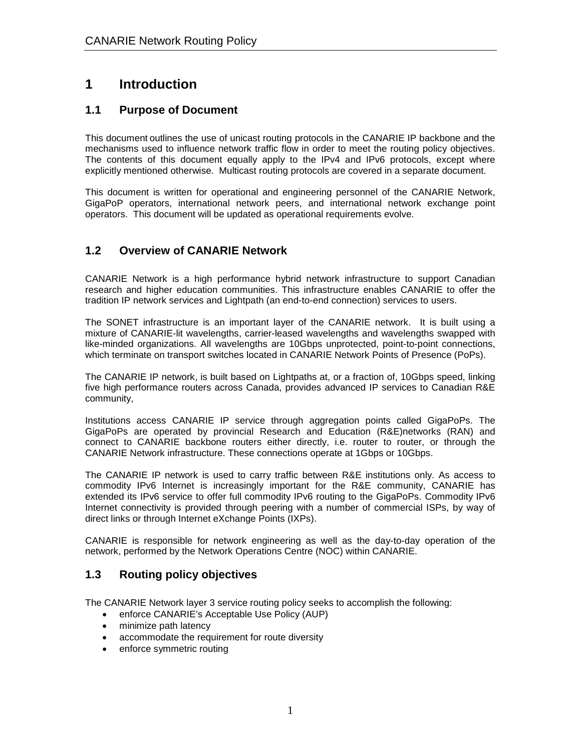# 1 Introduction

## 1.1 Purpose of Document

This document outlines the use of unicast routing protocols in the CANARIE IP backbone and the mechanisms used to influence network traffic flow in order to meet the routing policy objectives. The contents of this document equally apply to the IPv4 and IPv6 protocols, except where explicitly mentioned otherwise. Multicast routing protocols are covered in a separate document.

This document is written for operational and engineering personnel of the CANARIE Network, GigaPoP operators, international network peers, and international network exchange point operators. This document will be updated as operational requirements evolve.

## 1.2 Overview of CANARIE Network

CANARIE Network is a high performance hybrid network infrastructure to support Canadian research and higher education communities. This infrastructure enables CANARIE to offer the tradition IP network services and Lightpath (an end-to-end connection) services to users.

The SONET infrastructure is an important layer of the CANARIE network. It is built using a mixture of CANARIE-lit wavelengths, carrier-leased wavelengths and wavelengths swapped with like-minded organizations. All wavelengths are 10Gbps unprotected, point-to-point connections, which terminate on transport switches located in CANARIE Network Points of Presence (PoPs).

The CANARIE IP network, is built based on Lightpaths at, or a fraction of, 10Gbps speed, linking five high performance routers across Canada, provides advanced IP services to Canadian R&E community,

Institutions access CANARIE IP service through aggregation points called GigaPoPs. The GigaPoPs are operated by provincial Research and Education (R&E)networks (RAN) and connect to CANARIE backbone routers either directly, i.e. router to router, or through the CANARIE Network infrastructure. These connections operate at 1Gbps or 10Gbps.

The CANARIE IP network is used to carry traffic between R&E institutions only. As access to commodity IPv6 Internet is increasingly important for the R&E community, CANARIE has extended its IPv6 service to offer full commodity IPv6 routing to the GigaPoPs. Commodity IPv6 Internet connectivity is provided through peering with a number of commercial ISPs, by way of direct links or through Internet eXchange Points (IXPs).

CANARIE is responsible for network engineering as well as the day-to-day operation of the network, performed by the Network Operations Centre (NOC) within CANARIE.

## 1.3 Routing policy objectives

The CANARIE Network layer 3 service routing policy seeks to accomplish the following:

- enforce CANARIE's Acceptable Use Policy (AUP)
- minimize path latency
- accommodate the requirement for route diversity
- enforce symmetric routing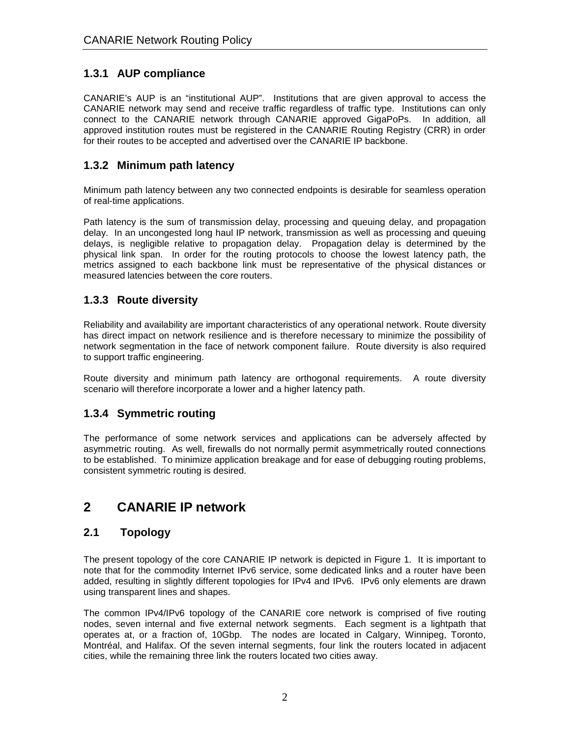### 1.3.1 AUP compliance

CANARIE's AUP is an "institutional AUP". Institutions that are given approval to access the CANARIE network may send and receive traffic regardless of traffic type. Institutions can only connect to the CANARIE network through CANARIE approved GigaPoPs. In addition, all approved institution routes must be registered in the CANARIE Routing Registry (CRR) in order for their routes to be accepted and advertised over the CANARIE IP backbone.

### 1.3.2 Minimum path latency

Minimum path latency between any two connected endpoints is desirable for seamless operation of real-time applications.

Path latency is the sum of transmission delay, processing and queuing delay, and propagation delay. In an uncongested long haul IP network, transmission as well as processing and queuing delays, is negligible relative to propagation delay. Propagation delay is determined by the physical link span. In order for the routing protocols to choose the lowest latency path, the metrics assigned to each backbone link must be representative of the physical distances or measured latencies between the core routers.

### 1.3.3 Route diversity

Reliability and availability are important characteristics of any operational network. Route diversity has direct impact on network resilience and is therefore necessary to minimize the possibility of network segmentation in the face of network component failure. Route diversity is also required to support traffic engineering.

Route diversity and minimum path latency are orthogonal requirements. A route diversity scenario will therefore incorporate a lower and a higher latency path.

### 1.3.4 Symmetric routing

The performance of some network services and applications can be adversely affected by asymmetric routing. As well, firewalls do not normally permit asymmetrically routed connections to be established. To minimize application breakage and for ease of debugging routing problems, consistent symmetric routing is desired.

# 2 CANARIE IP network

## 2.1 Topology

The present topology of the core CANARIE IP network is depicted in Figure 1. It is important to note that for the commodity Internet IPv6 service, some dedicated links and a router have been added, resulting in slightly different topologies for IPv4 and IPv6. IPv6 only elements are drawn using transparent lines and shapes.

The common IPv4/IPv6 topology of the CANARIE core network is comprised of five routing nodes, seven internal and five external network segments. Each segment is a lightpath that operates at, or a fraction of, 10Gbp. The nodes are located in Calgary, Winnipeg, Toronto, Montréal, and Halifax. Of the seven internal segments, four link the routers located in adjacent cities, while the remaining three link the routers located two cities away.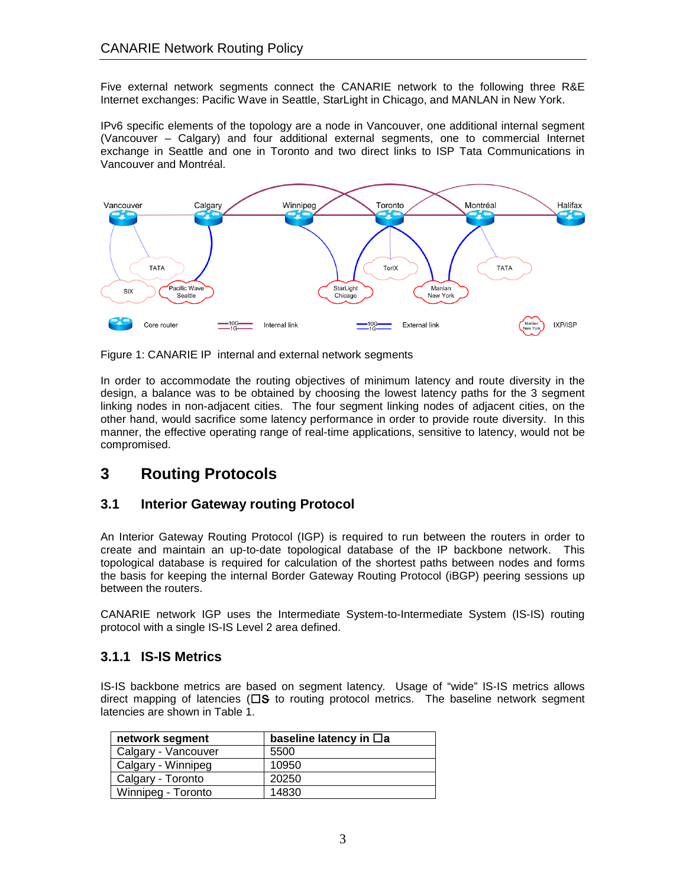Five external network segments connect the CANARIE network to the following three R&E Internet exchanges: Pacific Wave in Seattle, StarLight in Chicago, and MANLAN in New York.

IPv6 specific elements of the topology are a node in Vancouver, one additional internal segment (Vancouver – Calgary) and four additional external segments, one to commercial Internet exchange in Seattle and one in Toronto and two direct links to ISP Tata Communications in Vancouver and Montréal.

Figure 1: CANARIE IP internal and external network segments

In order to accommodate the routing objectives of minimum latency and route diversity in the design, a balance was to be obtained by choosing the lowest latency paths for the 3 segment linking nodes in non-adjacent cities. The four segment linking nodes of adjacent cities, on the other hand, would sacrifice some latency performance in order to provide route diversity. In this manner, the effective operating range of real-time applications, sensitive to latency, would not be compromised.

# 3 Routing Protocols

## 3.1 Interior Gateway routing Protocol

An Interior Gateway Routing Protocol (IGP) is required to run between the routers in order to create and maintain an up-to-date topological database of the IP backbone network. This topological database is required for calculation of the shortest paths between nodes and forms the basis for keeping the internal Border Gateway Routing Protocol (iBGP) peering sessions up between the routers.

CANARIE network IGP uses the Intermediate System-to-Intermediate System (IS-IS) routing protocol with a single IS-IS Level 2 area defined.

### 3.1.1 IS-IS Metrics

IS-IS backbone metrics are based on segment latency. Usage of "wide" IS-IS metrics allows direct mapping of latencies (□s to routing protocol metrics. The baseline network segment latencies are shown in Table 1.

| network segment | baseline latency in □a |
|---|---|
| Calgary - Vancouver | 5500 |
| Calgary - Winnipeg | 10950 |
| Calgary - Toronto | 20250 |
| Winnipeg - Toronto | 14830 |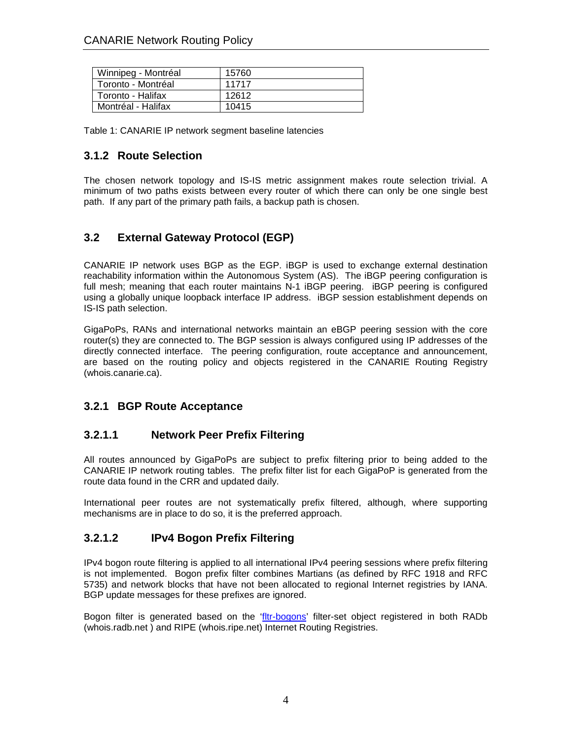| Winnipeg - Montréal | 15760 |
| --- | --- |
| Toronto - Montréal | 11717 |
| Toronto - Halifax | 12612 |
| Montréal - Halifax | 10415 |

Table 1: CANARIE IP network segment baseline latencies

### 3.1.2 Route Selection

The chosen network topology and IS-IS metric assignment makes route selection trivial. A minimum of two paths exists between every router of which there can only be one single best path. If any part of the primary path fails, a backup path is chosen.

## 3.2 External Gateway Protocol (EGP)

CANARIE IP network uses BGP as the EGP. iBGP is used to exchange external destination reachability information within the Autonomous System (AS). The iBGP peering configuration is full mesh; meaning that each router maintains N-1 iBGP peering. iBGP peering is configured using a globally unique loopback interface IP address. iBGP session establishment depends on IS-IS path selection.

GigaPoPs, RANs and international networks maintain an eBGP peering session with the core router(s) they are connected to. The BGP session is always configured using IP addresses of the directly connected interface. The peering configuration, route acceptance and announcement, are based on the routing policy and objects registered in the CANARIE Routing Registry (whois.canarie.ca).

### 3.2.1 BGP Route Acceptance

#### 3.2.1.1 Network Peer Prefix Filtering

All routes announced by GigaPoPs are subject to prefix filtering prior to being added to the CANARIE IP network routing tables. The prefix filter list for each GigaPoP is generated from the route data found in the CRR and updated daily.

International peer routes are not systematically prefix filtered, although, where supporting mechanisms are in place to do so, it is the preferred approach.

#### 3.2.1.2 IPv4 Bogon Prefix Filtering

IPv4 bogon route filtering is applied to all international IPv4 peering sessions where prefix filtering is not implemented. Bogon prefix filter combines Martians (as defined by RFC 1918 and RFC 5735) and network blocks that have not been allocated to regional Internet registries by IANA. BGP update messages for these prefixes are ignored.

Bogon filter is generated based on the 'fltr-bogons' filter-set object registered in both RADb (whois.radb.net ) and RIPE (whois.ripe.net) Internet Routing Registries.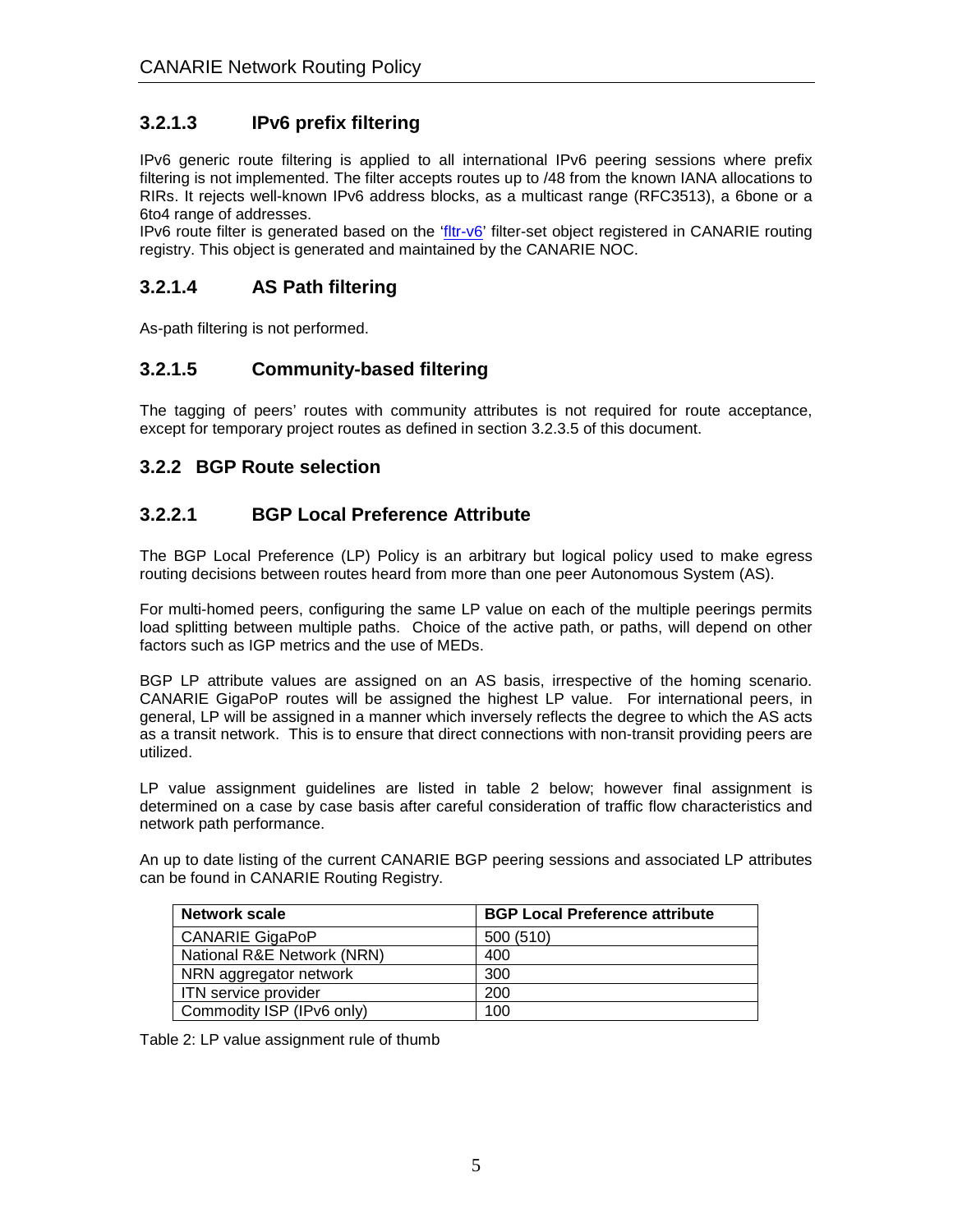### 3.2.1.3 IPv6 prefix filtering

IPv6 generic route filtering is applied to all international IPv6 peering sessions where prefix filtering is not implemented. The filter accepts routes up to /48 from the known IANA allocations to RIRs. It rejects well-known IPv6 address blocks, as a multicast range (RFC3513), a 6bone or a 6to4 range of addresses.
IPv6 route filter is generated based on the 'fltr-v6' filter-set object registered in CANARIE routing registry. This object is generated and maintained by the CANARIE NOC.

### 3.2.1.4 AS Path filtering

As-path filtering is not performed.

### 3.2.1.5 Community-based filtering

The tagging of peers' routes with community attributes is not required for route acceptance, except for temporary project routes as defined in section 3.2.3.5 of this document.

## 3.2.2 BGP Route selection

### 3.2.2.1 BGP Local Preference Attribute

The BGP Local Preference (LP) Policy is an arbitrary but logical policy used to make egress routing decisions between routes heard from more than one peer Autonomous System (AS).

For multi-homed peers, configuring the same LP value on each of the multiple peerings permits load splitting between multiple paths. Choice of the active path, or paths, will depend on other factors such as IGP metrics and the use of MEDs.

BGP LP attribute values are assigned on an AS basis, irrespective of the homing scenario. CANARIE GigaPoP routes will be assigned the highest LP value. For international peers, in general, LP will be assigned in a manner which inversely reflects the degree to which the AS acts as a transit network. This is to ensure that direct connections with non-transit providing peers are utilized.

LP value assignment guidelines are listed in table 2 below; however final assignment is determined on a case by case basis after careful consideration of traffic flow characteristics and network path performance.

An up to date listing of the current CANARIE BGP peering sessions and associated LP attributes can be found in CANARIE Routing Registry.

| Network scale | BGP Local Preference attribute |
|---|---|
| CANARIE GigaPoP | 500 (510) |
| National R&E Network (NRN) | 400 |
| NRN aggregator network | 300 |
| ITN service provider | 200 |
| Commodity ISP (IPv6 only) | 100 |

Table 2: LP value assignment rule of thumb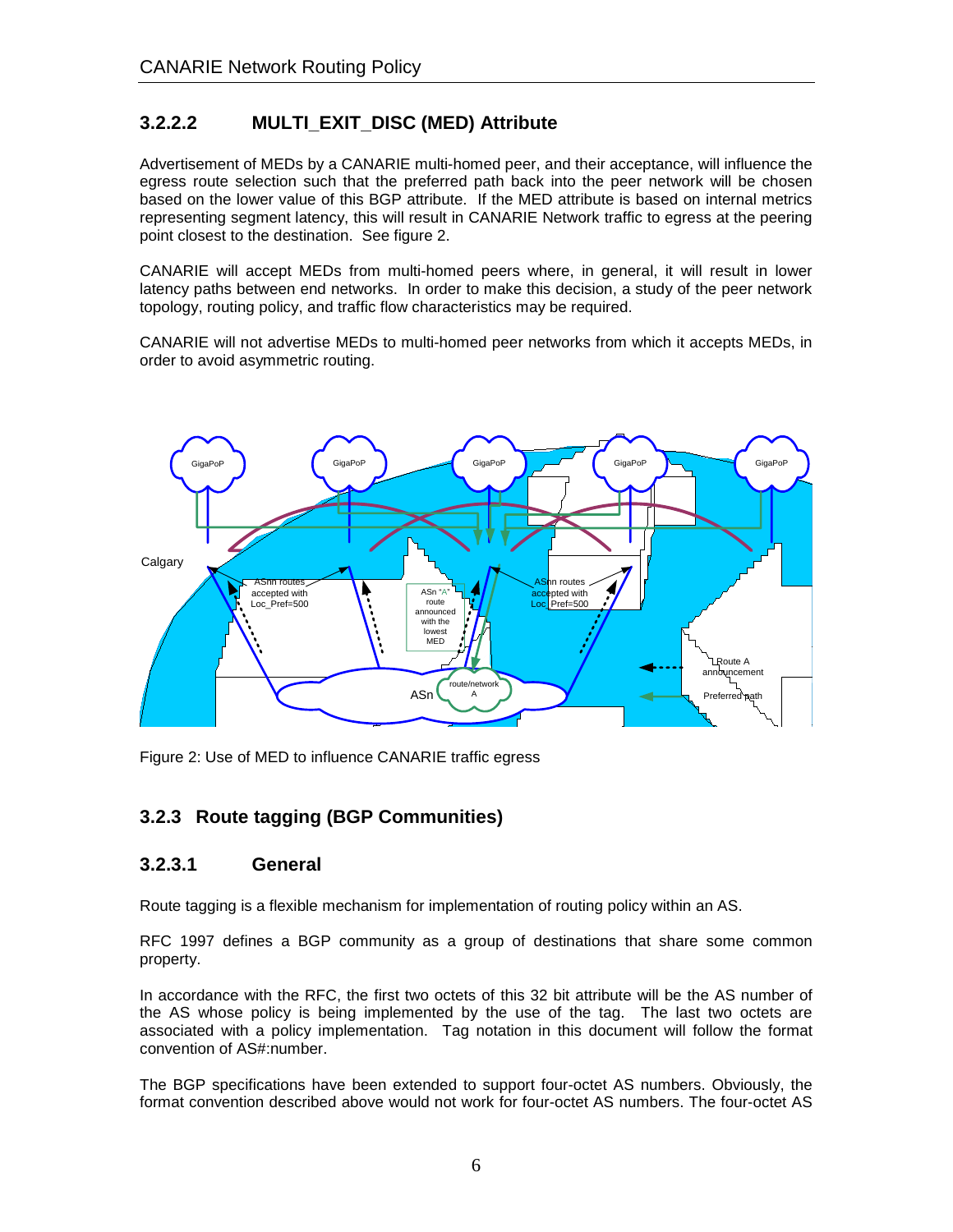### 3.2.2.2 MULTI_EXIT_DISC (MED) Attribute

Advertisement of MEDs by a CANARIE multi-homed peer, and their acceptance, will influence the egress route selection such that the preferred path back into the peer network will be chosen based on the lower value of this BGP attribute. If the MED attribute is based on internal metrics representing segment latency, this will result in CANARIE Network traffic to egress at the peering point closest to the destination. See figure 2.

CANARIE will accept MEDs from multi-homed peers where, in general, it will result in lower latency paths between end networks. In order to make this decision, a study of the peer network topology, routing policy, and traffic flow characteristics may be required.

CANARIE will not advertise MEDs to multi-homed peer networks from which it accepts MEDs, in order to avoid asymmetric routing.

Figure 2: Use of MED to influence CANARIE traffic egress

## 3.2.3 Route tagging (BGP Communities)

### 3.2.3.1 General

Route tagging is a flexible mechanism for implementation of routing policy within an AS.

RFC 1997 defines a BGP community as a group of destinations that share some common property.

In accordance with the RFC, the first two octets of this 32 bit attribute will be the AS number of the AS whose policy is being implemented by the use of the tag. The last two octets are associated with a policy implementation. Tag notation in this document will follow the format convention of AS#:number.

The BGP specifications have been extended to support four-octet AS numbers. Obviously, the format convention described above would not work for four-octet AS numbers. The four-octet AS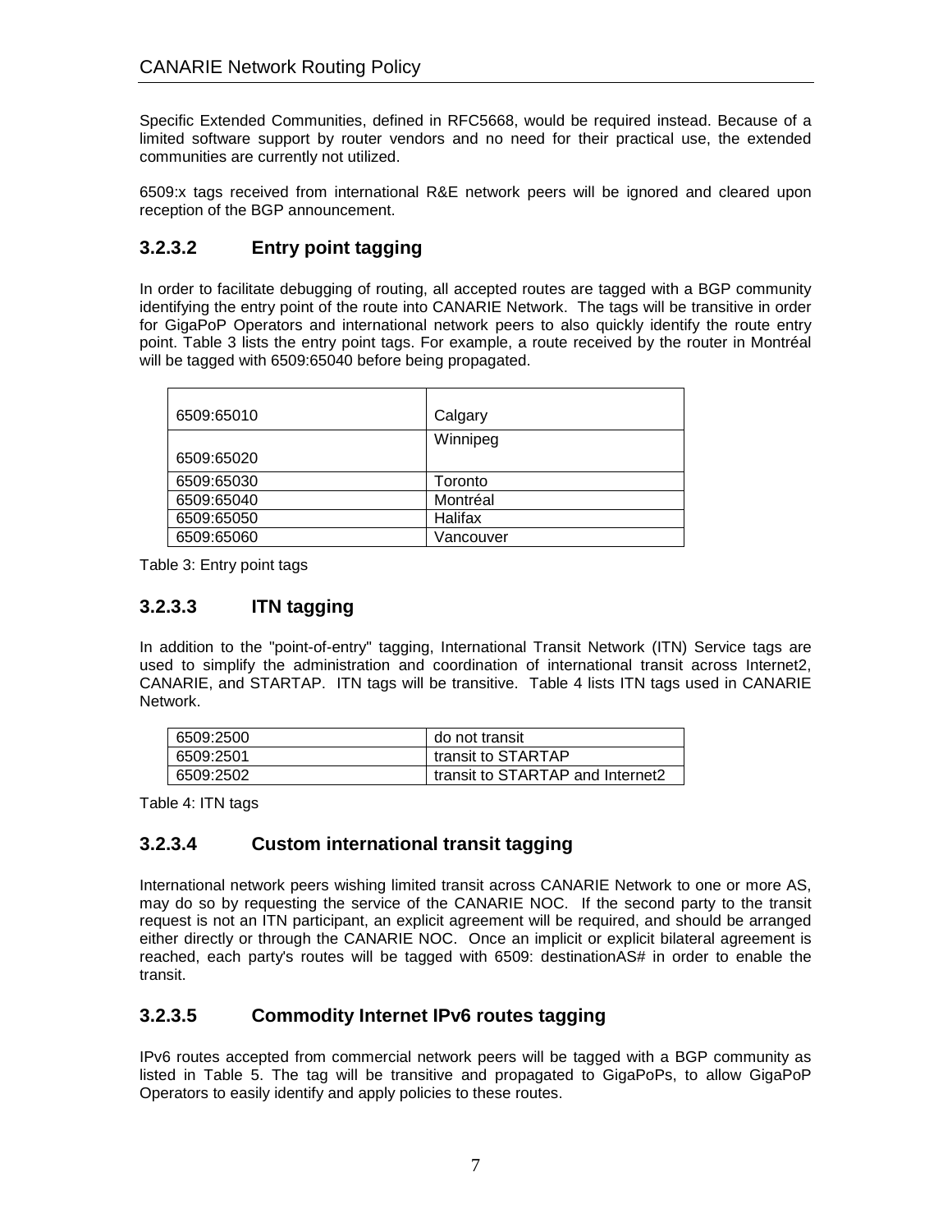Specific Extended Communities, defined in RFC5668, would be required instead. Because of a limited software support by router vendors and no need for their practical use, the extended communities are currently not utilized.

6509:x tags received from international R&E network peers will be ignored and cleared upon reception of the BGP announcement.

### 3.2.3.2 Entry point tagging

In order to facilitate debugging of routing, all accepted routes are tagged with a BGP community identifying the entry point of the route into CANARIE Network. The tags will be transitive in order for GigaPoP Operators and international network peers to also quickly identify the route entry point. Table 3 lists the entry point tags. For example, a route received by the router in Montréal will be tagged with 6509:65040 before being propagated.

| | |
|---|---|
| 6509:65010 | Calgary |
| 6509:65020 | Winnipeg |
| 6509:65030 | Toronto |
| 6509:65040 | Montréal |
| 6509:65050 | Halifax |
| 6509:65060 | Vancouver |

Table 3: Entry point tags

### 3.2.3.3 ITN tagging

In addition to the "point-of-entry" tagging, International Transit Network (ITN) Service tags are used to simplify the administration and coordination of international transit across Internet2, CANARIE, and STARTAP. ITN tags will be transitive. Table 4 lists ITN tags used in CANARIE Network.

| | |
|---|---|
| 6509:2500 | do not transit |
| 6509:2501 | transit to STARTAP |
| 6509:2502 | transit to STARTAP and Internet2 |

Table 4: ITN tags

### 3.2.3.4 Custom international transit tagging

International network peers wishing limited transit across CANARIE Network to one or more AS, may do so by requesting the service of the CANARIE NOC. If the second party to the transit request is not an ITN participant, an explicit agreement will be required, and should be arranged either directly or through the CANARIE NOC. Once an implicit or explicit bilateral agreement is reached, each party's routes will be tagged with 6509: destinationAS# in order to enable the transit.

### 3.2.3.5 Commodity Internet IPv6 routes tagging

IPv6 routes accepted from commercial network peers will be tagged with a BGP community as listed in Table 5. The tag will be transitive and propagated to GigaPoPs, to allow GigaPoP Operators to easily identify and apply policies to these routes.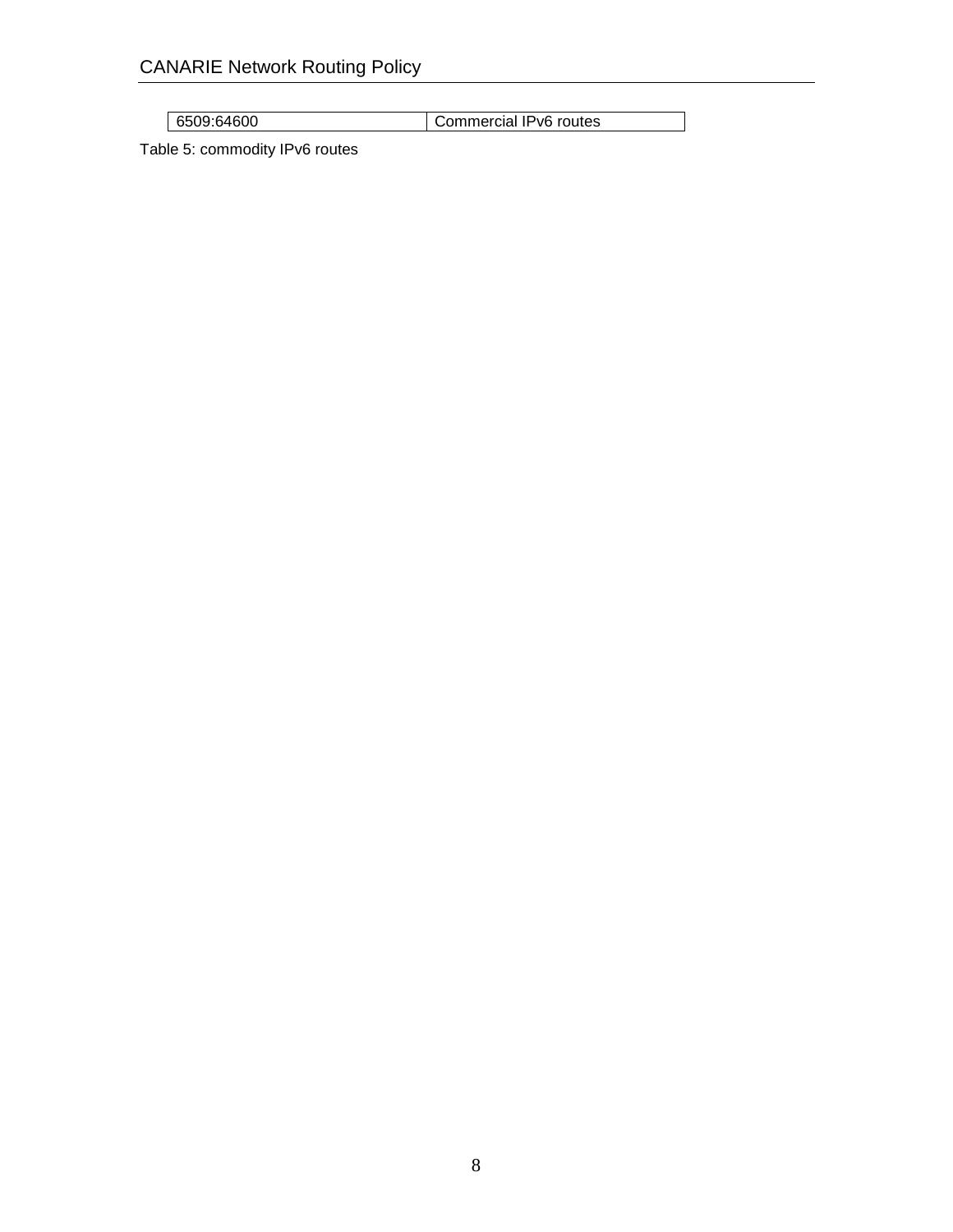| 6509:64600 | Commercial IPv6 routes |
|---|---|

Table 5: commodity IPv6 routes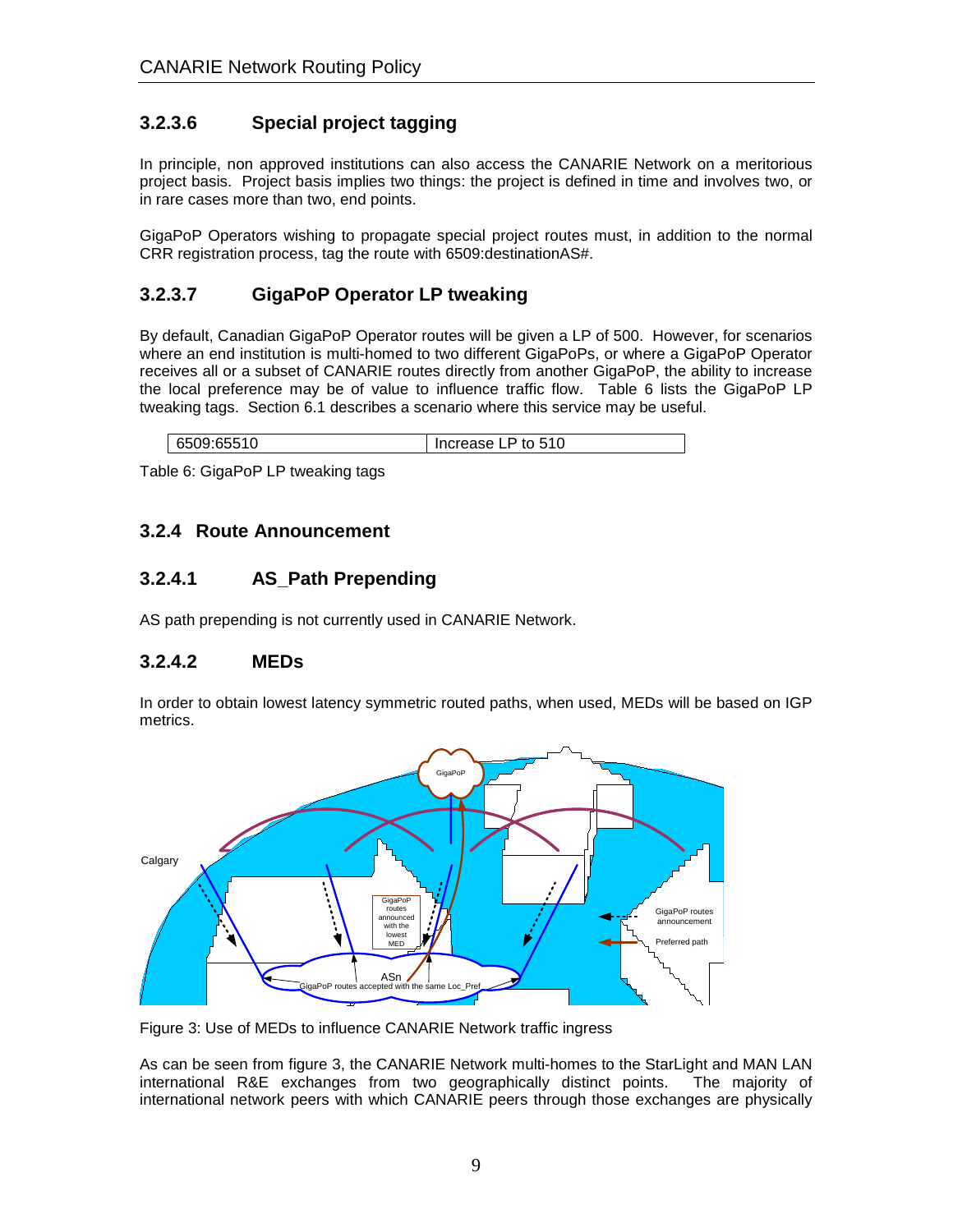### 3.2.3.6 Special project tagging

In principle, non approved institutions can also access the CANARIE Network on a meritorious project basis. Project basis implies two things: the project is defined in time and involves two, or in rare cases more than two, end points.

GigaPoP Operators wishing to propagate special project routes must, in addition to the normal CRR registration process, tag the route with 6509:destinationAS#.

### 3.2.3.7 GigaPoP Operator LP tweaking

By default, Canadian GigaPoP Operator routes will be given a LP of 500. However, for scenarios where an end institution is multi-homed to two different GigaPoPs, or where a GigaPoP Operator receives all or a subset of CANARIE routes directly from another GigaPoP, the ability to increase the local preference may be of value to influence traffic flow. Table 6 lists the GigaPoP LP tweaking tags. Section 6.1 describes a scenario where this service may be useful.

| 6509:65510 | Increase LP to 510 |
|---|---|

Table 6: GigaPoP LP tweaking tags

## 3.2.4 Route Announcement

### 3.2.4.1 AS_Path Prepending

AS path prepending is not currently used in CANARIE Network.

### 3.2.4.2 MEDs

In order to obtain lowest latency symmetric routed paths, when used, MEDs will be based on IGP metrics.

Figure 3: Use of MEDs to influence CANARIE Network traffic ingress

As can be seen from figure 3, the CANARIE Network multi-homes to the StarLight and MAN LAN international R&E exchanges from two geographically distinct points. The majority of international network peers with which CANARIE peers through those exchanges are physically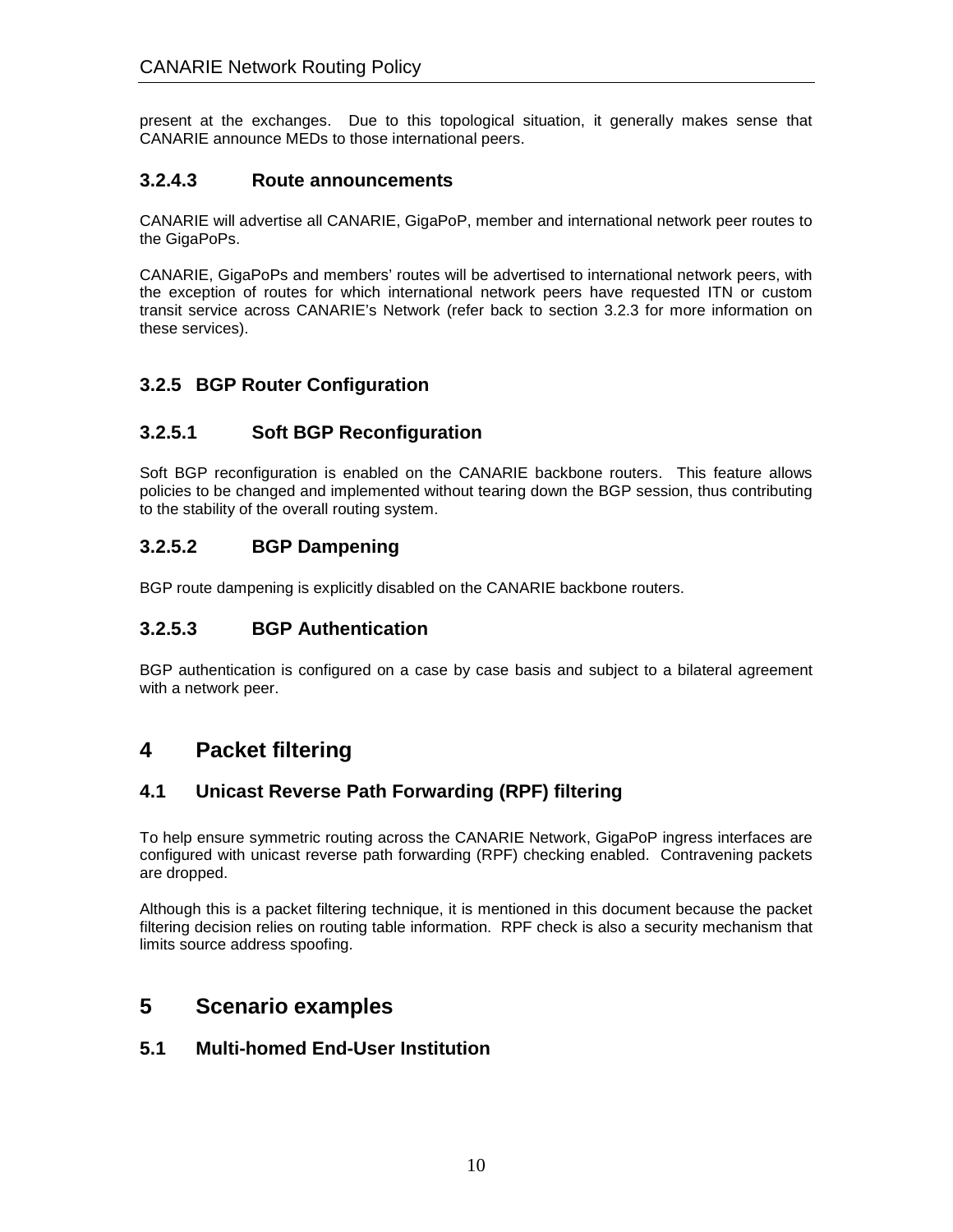present at the exchanges. Due to this topological situation, it generally makes sense that CANARIE announce MEDs to those international peers.

#### 3.2.4.3 Route announcements

CANARIE will advertise all CANARIE, GigaPoP, member and international network peer routes to the GigaPoPs.

CANARIE, GigaPoPs and members' routes will be advertised to international network peers, with the exception of routes for which international network peers have requested ITN or custom transit service across CANARIE's Network (refer back to section 3.2.3 for more information on these services).

### 3.2.5 BGP Router Configuration

#### 3.2.5.1 Soft BGP Reconfiguration

Soft BGP reconfiguration is enabled on the CANARIE backbone routers. This feature allows policies to be changed and implemented without tearing down the BGP session, thus contributing to the stability of the overall routing system.

#### 3.2.5.2 BGP Dampening

BGP route dampening is explicitly disabled on the CANARIE backbone routers.

#### 3.2.5.3 BGP Authentication

BGP authentication is configured on a case by case basis and subject to a bilateral agreement with a network peer.

# 4 Packet filtering

## 4.1 Unicast Reverse Path Forwarding (RPF) filtering

To help ensure symmetric routing across the CANARIE Network, GigaPoP ingress interfaces are configured with unicast reverse path forwarding (RPF) checking enabled. Contravening packets are dropped.

Although this is a packet filtering technique, it is mentioned in this document because the packet filtering decision relies on routing table information. RPF check is also a security mechanism that limits source address spoofing.

# 5 Scenario examples

## 5.1 Multi-homed End-User Institution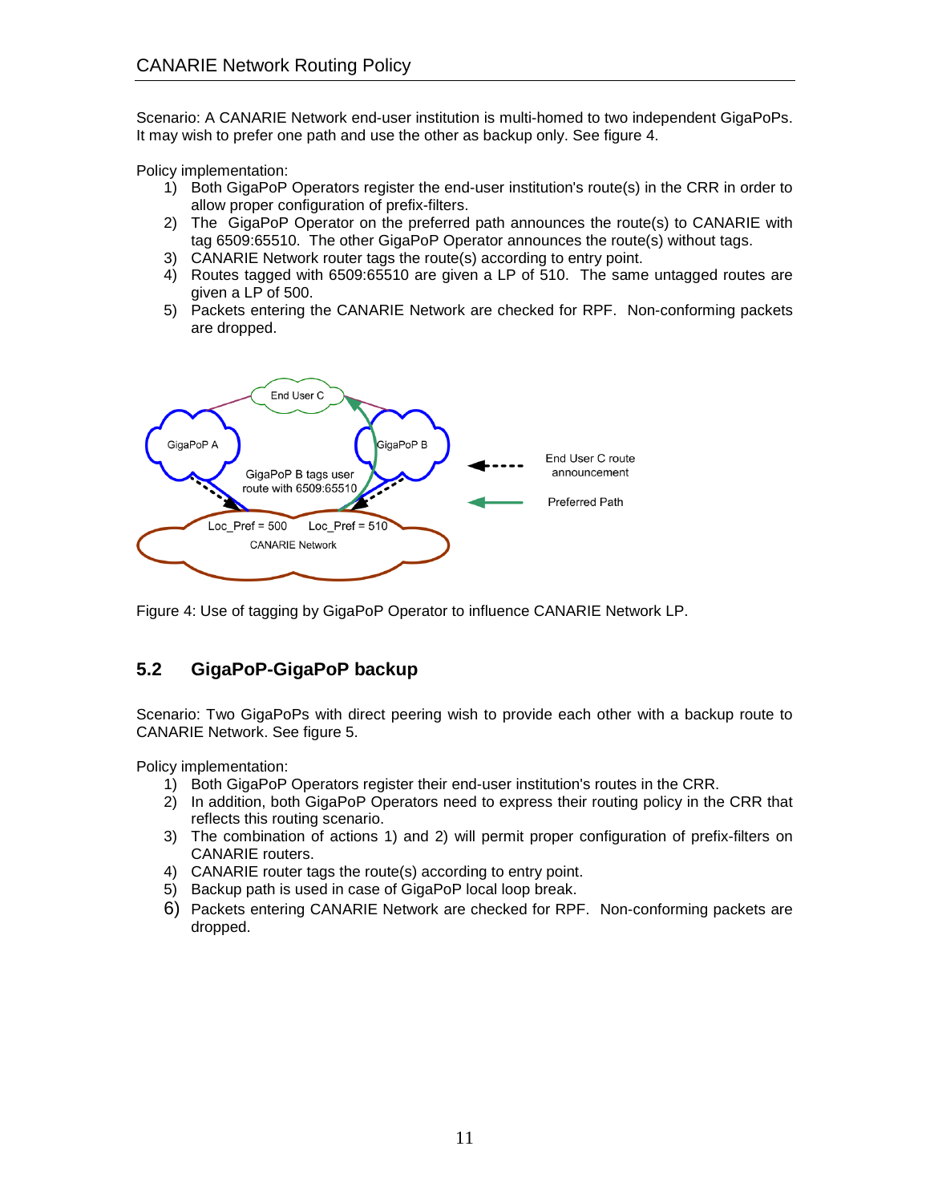Scenario: A CANARIE Network end-user institution is multi-homed to two independent GigaPoPs. It may wish to prefer one path and use the other as backup only. See figure 4.

Policy implementation:

1) Both GigaPoP Operators register the end-user institution's route(s) in the CRR in order to allow proper configuration of prefix-filters.
2) The GigaPoP Operator on the preferred path announces the route(s) to CANARIE with tag 6509:65510. The other GigaPoP Operator announces the route(s) without tags.
3) CANARIE Network router tags the route(s) according to entry point.
4) Routes tagged with 6509:65510 are given a LP of 510. The same untagged routes are given a LP of 500.
5) Packets entering the CANARIE Network are checked for RPF. Non-conforming packets are dropped.

Figure 4: Use of tagging by GigaPoP Operator to influence CANARIE Network LP.

## 5.2 GigaPoP-GigaPoP backup

Scenario: Two GigaPoPs with direct peering wish to provide each other with a backup route to CANARIE Network. See figure 5.

Policy implementation:

1) Both GigaPoP Operators register their end-user institution's routes in the CRR.
2) In addition, both GigaPoP Operators need to express their routing policy in the CRR that reflects this routing scenario.
3) The combination of actions 1) and 2) will permit proper configuration of prefix-filters on CANARIE routers.
4) CANARIE router tags the route(s) according to entry point.
5) Backup path is used in case of GigaPoP local loop break.
6) Packets entering CANARIE Network are checked for RPF. Non-conforming packets are dropped.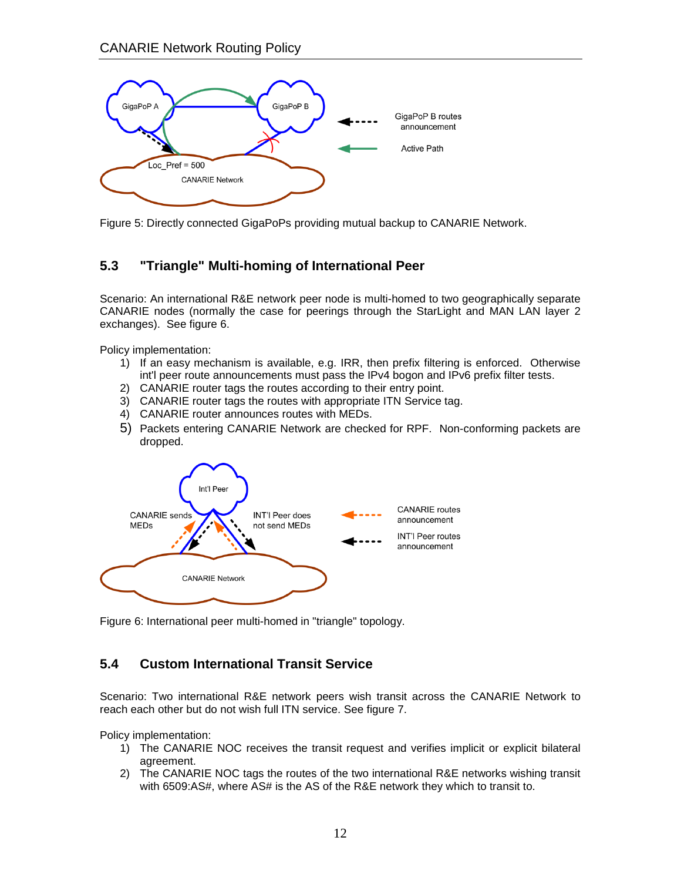Figure 5: Directly connected GigaPoPs providing mutual backup to CANARIE Network.

### 5.3 "Triangle" Multi-homing of International Peer

Scenario: An international R&E network peer node is multi-homed to two geographically separate CANARIE nodes (normally the case for peerings through the StarLight and MAN LAN layer 2 exchanges). See figure 6.

Policy implementation:

1) If an easy mechanism is available, e.g. IRR, then prefix filtering is enforced. Otherwise int'l peer route announcements must pass the IPv4 bogon and IPv6 prefix filter tests.
2) CANARIE router tags the routes according to their entry point.
3) CANARIE router tags the routes with appropriate ITN Service tag.
4) CANARIE router announces routes with MEDs.
5) Packets entering CANARIE Network are checked for RPF. Non-conforming packets are dropped.

Figure 6: International peer multi-homed in "triangle" topology.

### 5.4 Custom International Transit Service

Scenario: Two international R&E network peers wish transit across the CANARIE Network to reach each other but do not wish full ITN service. See figure 7.

Policy implementation:

1) The CANARIE NOC receives the transit request and verifies implicit or explicit bilateral agreement.
2) The CANARIE NOC tags the routes of the two international R&E networks wishing transit with 6509:AS#, where AS# is the AS of the R&E network they which to transit to.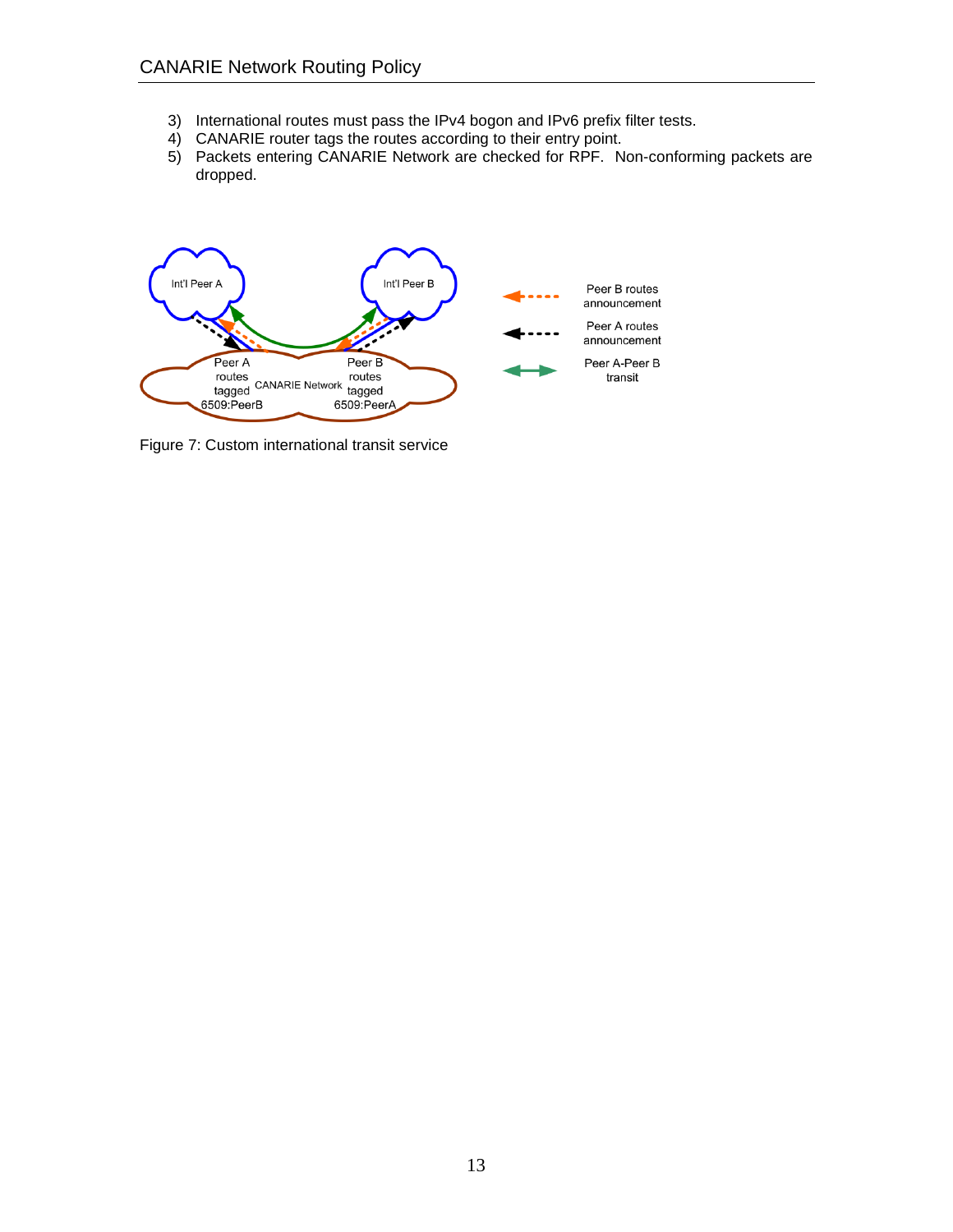3) International routes must pass the IPv4 bogon and IPv6 prefix filter tests.
4) CANARIE router tags the routes according to their entry point.
5) Packets entering CANARIE Network are checked for RPF. Non-conforming packets are dropped.

Int'l Peer A

Int'l Peer B

Peer A routes tagged 6509:PeerB

CANARIE Network

Peer B routes tagged 6509:PeerA

Peer B routes announcement

Peer A routes announcement

Peer A-Peer B transit

Figure 7: Custom international transit service